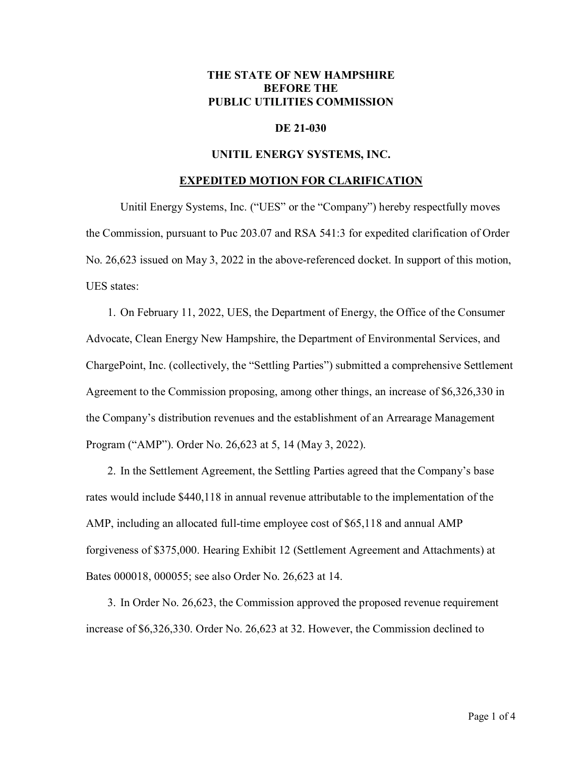**THE STATE OF NEW HAMPSHIRE**
**BEFORE THE**
**PUBLIC UTILITIES COMMISSION**

**DE 21-030**

**UNITIL ENERGY SYSTEMS, INC.**

**EXPEDITED MOTION FOR CLARIFICATION**

Unitil Energy Systems, Inc. ("UES" or the "Company") hereby respectfully moves the Commission, pursuant to Puc 203.07 and RSA 541:3 for expedited clarification of Order No. 26,623 issued on May 3, 2022 in the above-referenced docket. In support of this motion, UES states:

1. On February 11, 2022, UES, the Department of Energy, the Office of the Consumer Advocate, Clean Energy New Hampshire, the Department of Environmental Services, and ChargePoint, Inc. (collectively, the "Settling Parties") submitted a comprehensive Settlement Agreement to the Commission proposing, among other things, an increase of $6,326,330 in the Company's distribution revenues and the establishment of an Arrearage Management Program ("AMP"). Order No. 26,623 at 5, 14 (May 3, 2022).

2. In the Settlement Agreement, the Settling Parties agreed that the Company's base rates would include $440,118 in annual revenue attributable to the implementation of the AMP, including an allocated full-time employee cost of $65,118 and annual AMP forgiveness of $375,000. Hearing Exhibit 12 (Settlement Agreement and Attachments) at Bates 000018, 000055; see also Order No. 26,623 at 14.

3. In Order No. 26,623, the Commission approved the proposed revenue requirement increase of $6,326,330. Order No. 26,623 at 32. However, the Commission declined to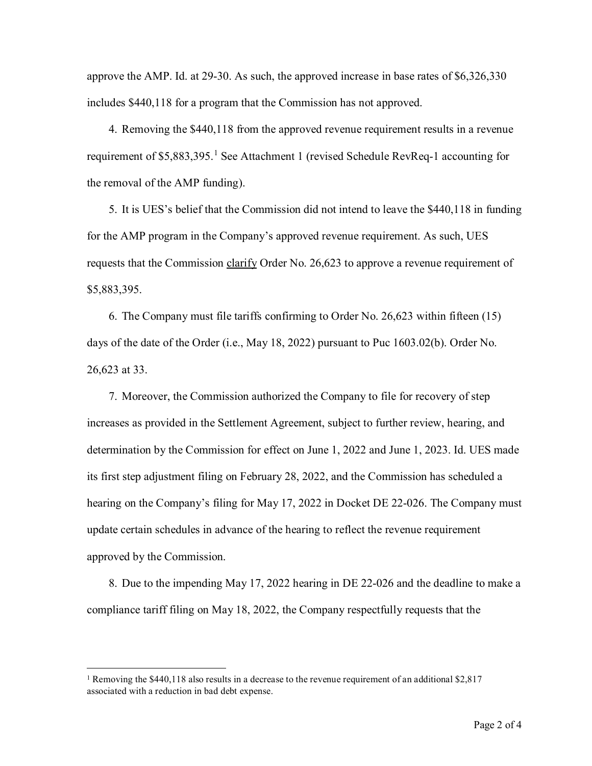approve the AMP. Id. at 29-30. As such, the approved increase in base rates of $6,326,330 includes $440,118 for a program that the Commission has not approved.

4. Removing the $440,118 from the approved revenue requirement results in a revenue requirement of $5,883,395.[1] See Attachment 1 (revised Schedule RevReq-1 accounting for the removal of the AMP funding).

5. It is UES's belief that the Commission did not intend to leave the $440,118 in funding for the AMP program in the Company's approved revenue requirement. As such, UES requests that the Commission <u>clarify</u> Order No. 26,623 to approve a revenue requirement of $5,883,395.

6. The Company must file tariffs confirming to Order No. 26,623 within fifteen (15) days of the date of the Order (i.e., May 18, 2022) pursuant to Puc 1603.02(b). Order No. 26,623 at 33.

7. Moreover, the Commission authorized the Company to file for recovery of step increases as provided in the Settlement Agreement, subject to further review, hearing, and determination by the Commission for effect on June 1, 2022 and June 1, 2023. Id. UES made its first step adjustment filing on February 28, 2022, and the Commission has scheduled a hearing on the Company's filing for May 17, 2022 in Docket DE 22-026. The Company must update certain schedules in advance of the hearing to reflect the revenue requirement approved by the Commission.

8. Due to the impending May 17, 2022 hearing in DE 22-026 and the deadline to make a compliance tariff filing on May 18, 2022, the Company respectfully requests that the

---

[1] Removing the $440,118 also results in a decrease to the revenue requirement of an additional $2,817 associated with a reduction in bad debt expense.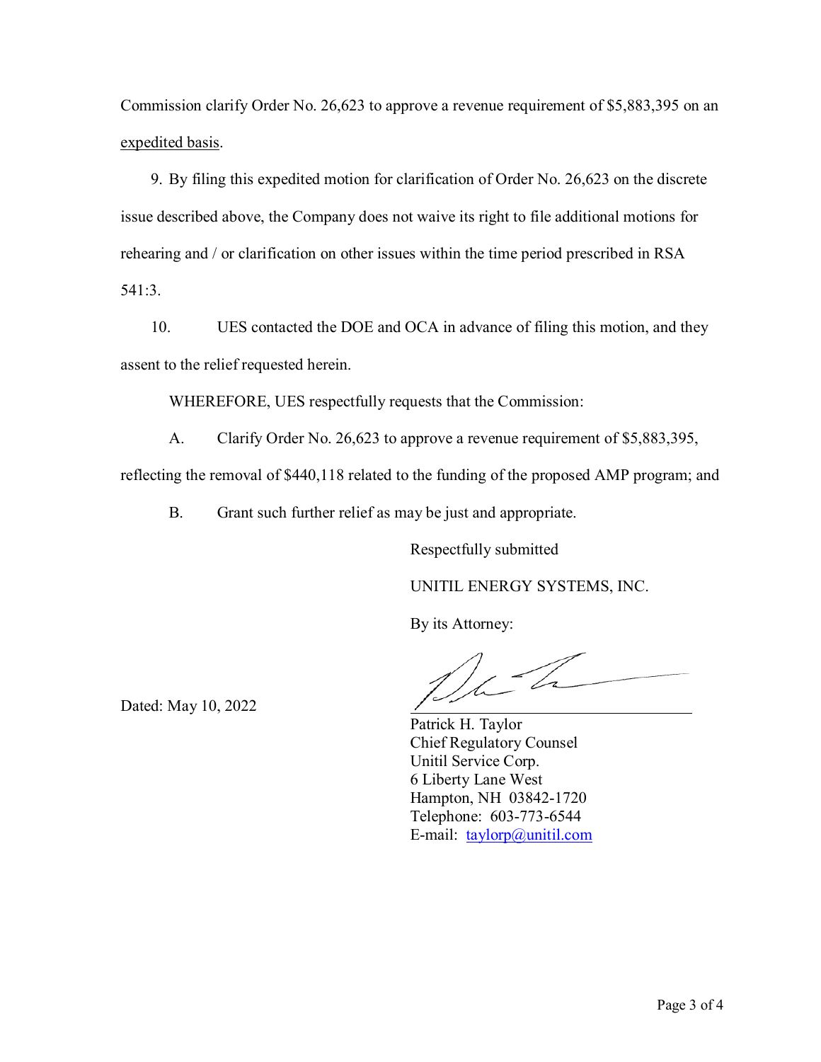Commission clarify Order No. 26,623 to approve a revenue requirement of $5,883,395 on an expedited basis.

9. By filing this expedited motion for clarification of Order No. 26,623 on the discrete issue described above, the Company does not waive its right to file additional motions for rehearing and / or clarification on other issues within the time period prescribed in RSA 541:3.

10. UES contacted the DOE and OCA in advance of filing this motion, and they assent to the relief requested herein.

WHEREFORE, UES respectfully requests that the Commission:

A. Clarify Order No. 26,623 to approve a revenue requirement of $5,883,395, reflecting the removal of $440,118 related to the funding of the proposed AMP program; and

B. Grant such further relief as may be just and appropriate.

Respectfully submitted

UNITIL ENERGY SYSTEMS, INC.

By its Attorney:

Dated: May 10, 2022

Patrick H. Taylor
Chief Regulatory Counsel
Unitil Service Corp.
6 Liberty Lane West
Hampton, NH 03842-1720
Telephone: 603-773-6544
E-mail: taylorp@unitil.com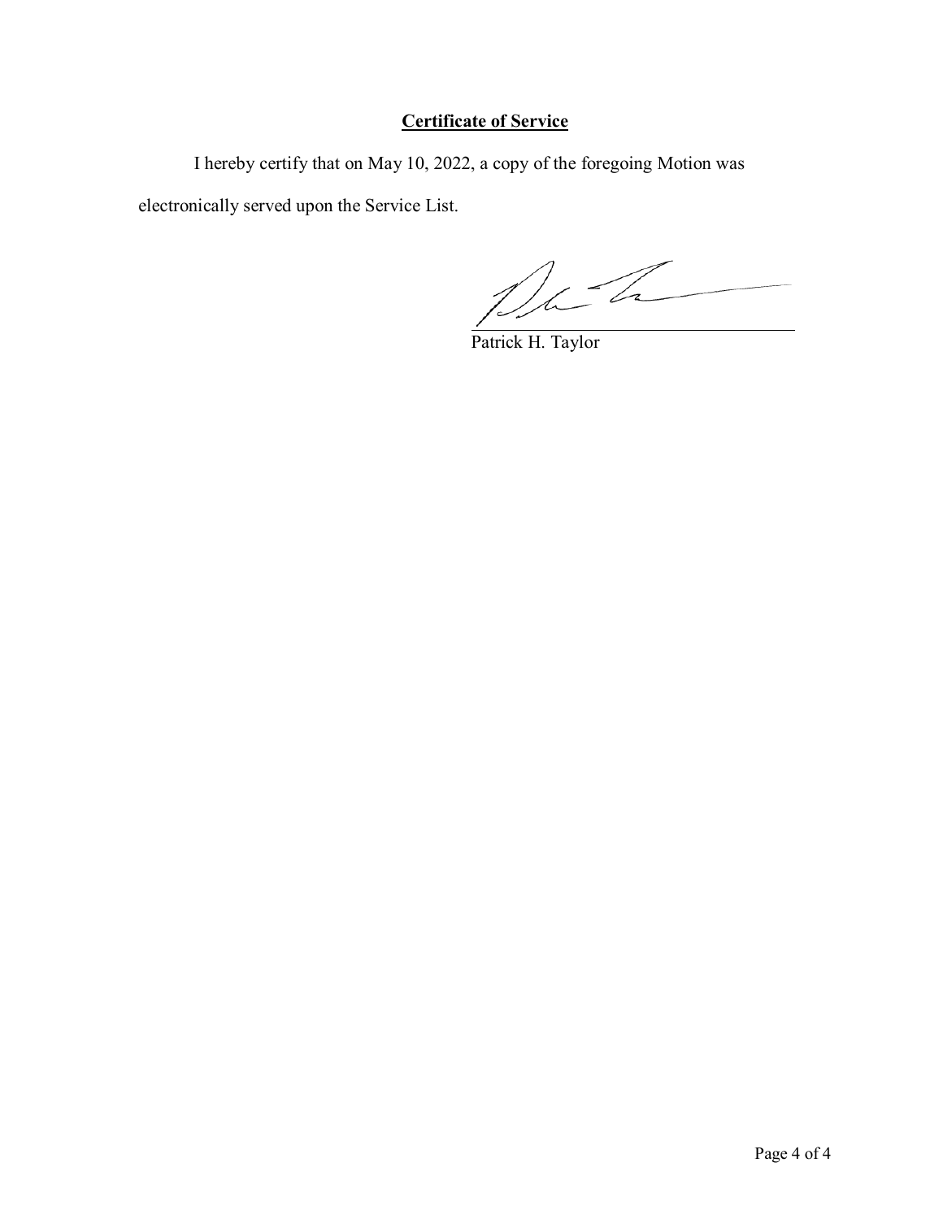**Certificate of Service**

I hereby certify that on May 10, 2022, a copy of the foregoing Motion was electronically served upon the Service List.

Patrick H. Taylor